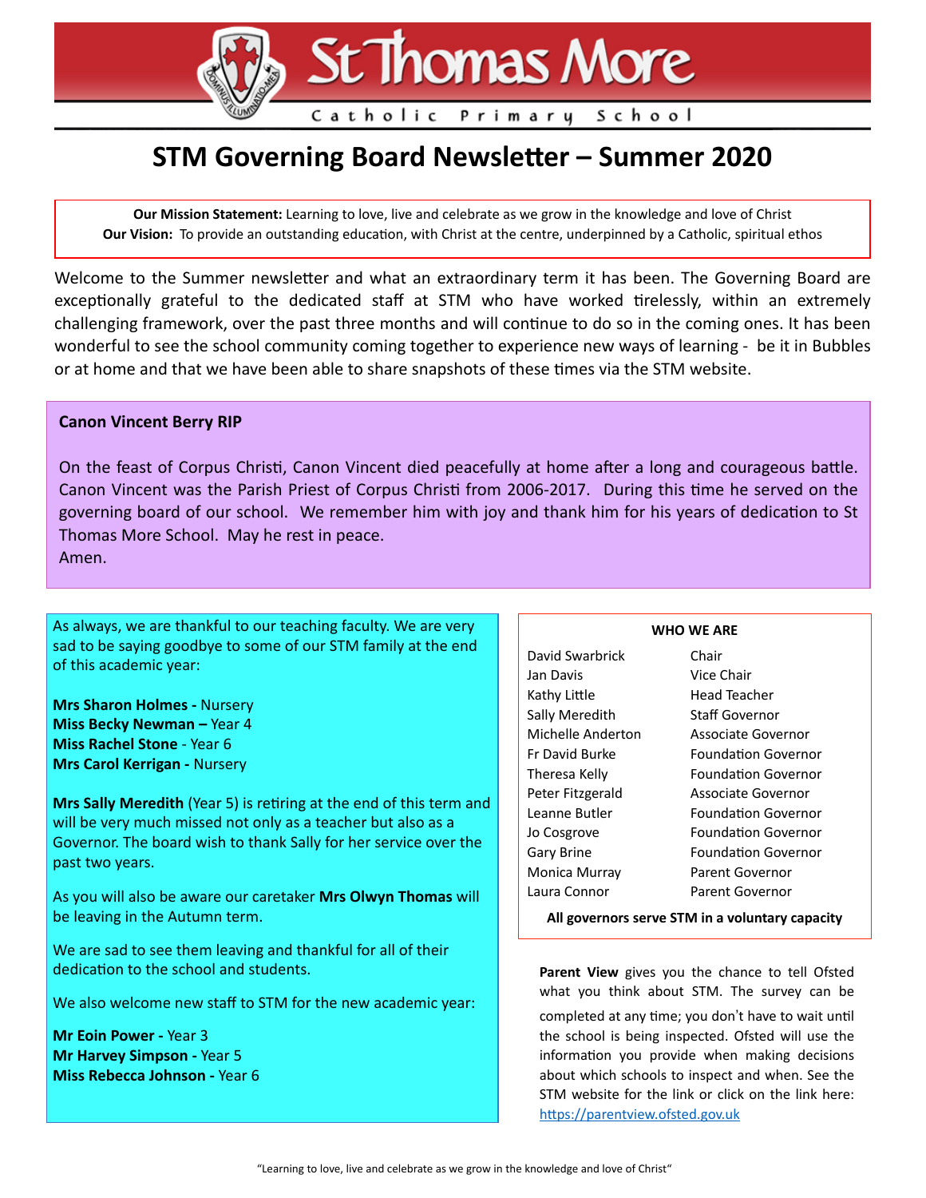# St Thomas More

Catholic Primary School

## STM Governing Board Newsletter – Summer 2020

**Our Mission Statement:** Learning to love, live and celebrate as we grow in the knowledge and love of Christ
**Our Vision:** To provide an outstanding education, with Christ at the centre, underpinned by a Catholic, spiritual ethos

Welcome to the Summer newsletter and what an extraordinary term it has been. The Governing Board are exceptionally grateful to the dedicated staff at STM who have worked tirelessly, within an extremely challenging framework, over the past three months and will continue to do so in the coming ones. It has been wonderful to see the school community coming together to experience new ways of learning - be it in Bubbles or at home and that we have been able to share snapshots of these times via the STM website.

### Canon Vincent Berry RIP

On the feast of Corpus Christi, Canon Vincent died peacefully at home after a long and courageous battle. Canon Vincent was the Parish Priest of Corpus Christi from 2006-2017. During this time he served on the governing board of our school. We remember him with joy and thank him for his years of dedication to St Thomas More School. May he rest in peace.
Amen.

As always, we are thankful to our teaching faculty. We are very sad to be saying goodbye to some of our STM family at the end of this academic year:

**Mrs Sharon Holmes -** Nursery
**Miss Becky Newman –** Year 4
**Miss Rachel Stone** - Year 6
**Mrs Carol Kerrigan -** Nursery

**Mrs Sally Meredith** (Year 5) is retiring at the end of this term and will be very much missed not only as a teacher but also as a Governor. The board wish to thank Sally for her service over the past two years.

As you will also be aware our caretaker **Mrs Olwyn Thomas** will be leaving in the Autumn term.

We are sad to see them leaving and thankful for all of their dedication to the school and students.

We also welcome new staff to STM for the new academic year:

**Mr Eoin Power -** Year 3
**Mr Harvey Simpson -** Year 5
**Miss Rebecca Johnson -** Year 6

### WHO WE ARE

| Name | Role |
|---|---|
| David Swarbrick | Chair |
| Jan Davis | Vice Chair |
| Kathy Little | Head Teacher |
| Sally Meredith | Staff Governor |
| Michelle Anderton | Associate Governor |
| Fr David Burke | Foundation Governor |
| Theresa Kelly | Foundation Governor |
| Peter Fitzgerald | Associate Governor |
| Leanne Butler | Foundation Governor |
| Jo Cosgrove | Foundation Governor |
| Gary Brine | Foundation Governor |
| Monica Murray | Parent Governor |
| Laura Connor | Parent Governor |

**All governors serve STM in a voluntary capacity**

**Parent View** gives you the chance to tell Ofsted what you think about STM. The survey can be completed at any time; you don't have to wait until the school is being inspected. Ofsted will use the information you provide when making decisions about which schools to inspect and when. See the STM website for the link or click on the link here: https://parentview.ofsted.gov.uk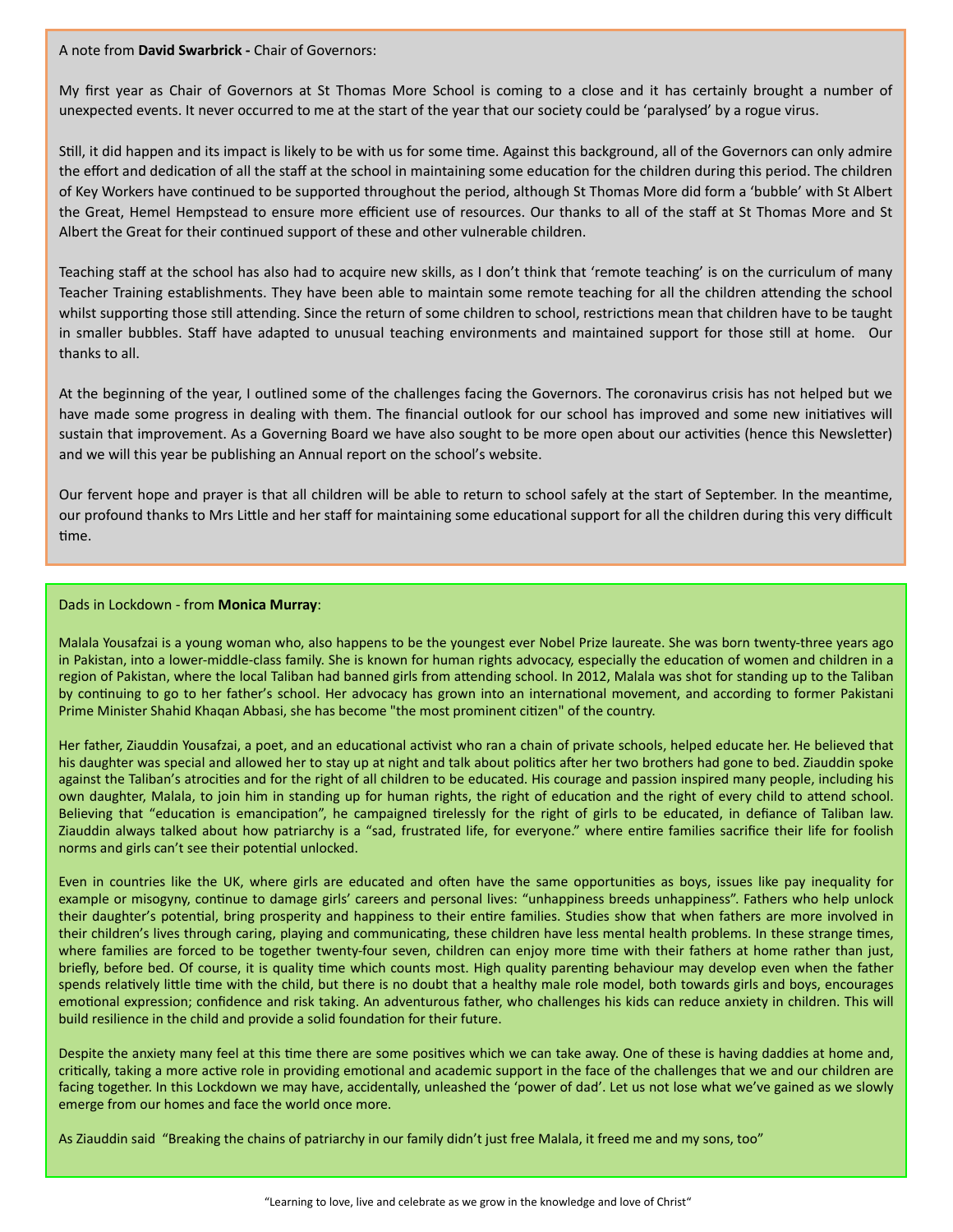A note from **David Swarbrick -** Chair of Governors:

My first year as Chair of Governors at St Thomas More School is coming to a close and it has certainly brought a number of unexpected events. It never occurred to me at the start of the year that our society could be 'paralysed' by a rogue virus.

Still, it did happen and its impact is likely to be with us for some time. Against this background, all of the Governors can only admire the effort and dedication of all the staff at the school in maintaining some education for the children during this period. The children of Key Workers have continued to be supported throughout the period, although St Thomas More did form a 'bubble' with St Albert the Great, Hemel Hempstead to ensure more efficient use of resources. Our thanks to all of the staff at St Thomas More and St Albert the Great for their continued support of these and other vulnerable children.

Teaching staff at the school has also had to acquire new skills, as I don't think that 'remote teaching' is on the curriculum of many Teacher Training establishments. They have been able to maintain some remote teaching for all the children attending the school whilst supporting those still attending. Since the return of some children to school, restrictions mean that children have to be taught in smaller bubbles. Staff have adapted to unusual teaching environments and maintained support for those still at home. Our thanks to all.

At the beginning of the year, I outlined some of the challenges facing the Governors. The coronavirus crisis has not helped but we have made some progress in dealing with them. The financial outlook for our school has improved and some new initiatives will sustain that improvement. As a Governing Board we have also sought to be more open about our activities (hence this Newsletter) and we will this year be publishing an Annual report on the school's website.

Our fervent hope and prayer is that all children will be able to return to school safely at the start of September. In the meantime, our profound thanks to Mrs Little and her staff for maintaining some educational support for all the children during this very difficult time.

Dads in Lockdown - from **Monica Murray**:

Malala Yousafzai is a young woman who, also happens to be the youngest ever Nobel Prize laureate. She was born twenty-three years ago in Pakistan, into a lower-middle-class family. She is known for human rights advocacy, especially the education of women and children in a region of Pakistan, where the local Taliban had banned girls from attending school. In 2012, Malala was shot for standing up to the Taliban by continuing to go to her father's school. Her advocacy has grown into an international movement, and according to former Pakistani Prime Minister Shahid Khaqan Abbasi, she has become "the most prominent citizen" of the country.

Her father, Ziauddin Yousafzai, a poet, and an educational activist who ran a chain of private schools, helped educate her. He believed that his daughter was special and allowed her to stay up at night and talk about politics after her two brothers had gone to bed. Ziauddin spoke against the Taliban's atrocities and for the right of all children to be educated. His courage and passion inspired many people, including his own daughter, Malala, to join him in standing up for human rights, the right of education and the right of every child to attend school. Believing that "education is emancipation", he campaigned tirelessly for the right of girls to be educated, in defiance of Taliban law. Ziauddin always talked about how patriarchy is a "sad, frustrated life, for everyone." where entire families sacrifice their life for foolish norms and girls can't see their potential unlocked.

Even in countries like the UK, where girls are educated and often have the same opportunities as boys, issues like pay inequality for example or misogyny, continue to damage girls' careers and personal lives: "unhappiness breeds unhappiness". Fathers who help unlock their daughter's potential, bring prosperity and happiness to their entire families. Studies show that when fathers are more involved in their children's lives through caring, playing and communicating, these children have less mental health problems. In these strange times, where families are forced to be together twenty-four seven, children can enjoy more time with their fathers at home rather than just, briefly, before bed. Of course, it is quality time which counts most. High quality parenting behaviour may develop even when the father spends relatively little time with the child, but there is no doubt that a healthy male role model, both towards girls and boys, encourages emotional expression; confidence and risk taking. An adventurous father, who challenges his kids can reduce anxiety in children. This will build resilience in the child and provide a solid foundation for their future.

Despite the anxiety many feel at this time there are some positives which we can take away. One of these is having daddies at home and, critically, taking a more active role in providing emotional and academic support in the face of the challenges that we and our children are facing together. In this Lockdown we may have, accidentally, unleashed the 'power of dad'. Let us not lose what we've gained as we slowly emerge from our homes and face the world once more.

As Ziauddin said "Breaking the chains of patriarchy in our family didn't just free Malala, it freed me and my sons, too"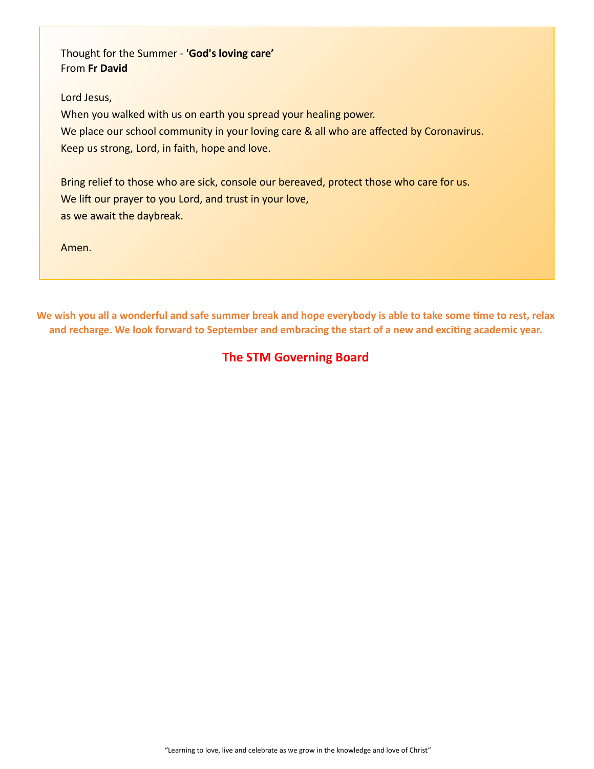Thought for the Summer - **'God's loving care'**
From **Fr David**

Lord Jesus,
When you walked with us on earth you spread your healing power.
We place our school community in your loving care & all who are affected by Coronavirus.
Keep us strong, Lord, in faith, hope and love.

Bring relief to those who are sick, console our bereaved, protect those who care for us.
We lift our prayer to you Lord, and trust in your love,
as we await the daybreak.

Amen.

**We wish you all a wonderful and safe summer break and hope everybody is able to take some time to rest, relax and recharge. We look forward to September and embracing the start of a new and exciting academic year.**

**The STM Governing Board**